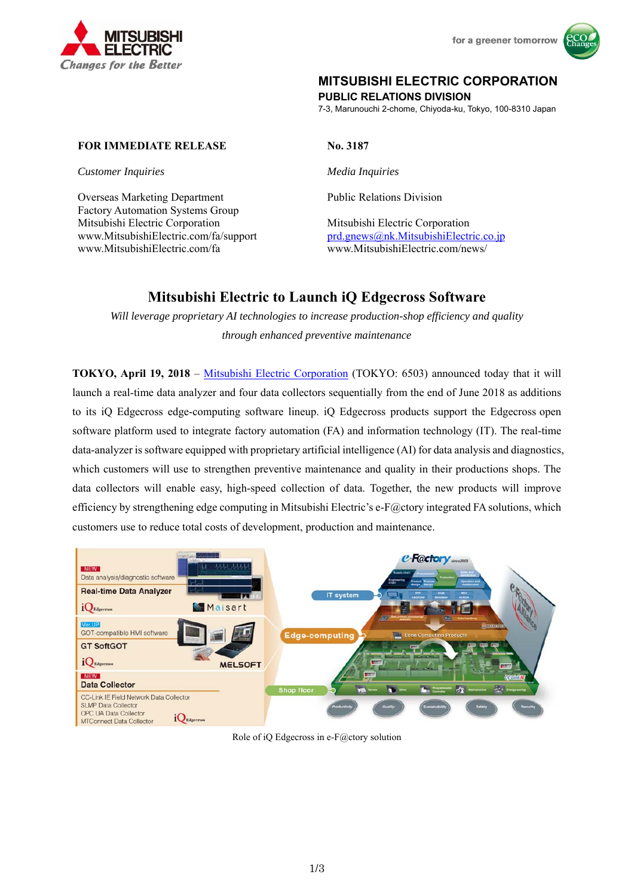MITSUBISHI ELECTRIC CORPORATION
PUBLIC RELATIONS DIVISION
7-3, Marunouchi 2-chome, Chiyoda-ku, Tokyo, 100-8310 Japan

**FOR IMMEDIATE RELEASE** **No. 3187**

*Customer Inquiries*

Overseas Marketing Department
Factory Automation Systems Group
Mitsubishi Electric Corporation
www.MitsubishiElectric.com/fa/support
www.MitsubishiElectric.com/fa

*Media Inquiries*

Public Relations Division

Mitsubishi Electric Corporation
prd.gnews@nk.MitsubishiElectric.co.jp
www.MitsubishiElectric.com/news/

# Mitsubishi Electric to Launch iQ Edgecross Software

*Will leverage proprietary AI technologies to increase production-shop efficiency and quality through enhanced preventive maintenance*

**TOKYO, April 19, 2018** – Mitsubishi Electric Corporation (TOKYO: 6503) announced today that it will launch a real-time data analyzer and four data collectors sequentially from the end of June 2018 as additions to its iQ Edgecross edge-computing software lineup. iQ Edgecross products support the Edgecross open software platform used to integrate factory automation (FA) and information technology (IT). The real-time data-analyzer is software equipped with proprietary artificial intelligence (AI) for data analysis and diagnostics, which customers will use to strengthen preventive maintenance and quality in their productions shops. The data collectors will enable easy, high-speed collection of data. Together, the new products will improve efficiency by strengthening edge computing in Mitsubishi Electric's e-F@ctory integrated FA solutions, which customers use to reduce total costs of development, production and maintenance.

Role of iQ Edgecross in e-F@ctory solution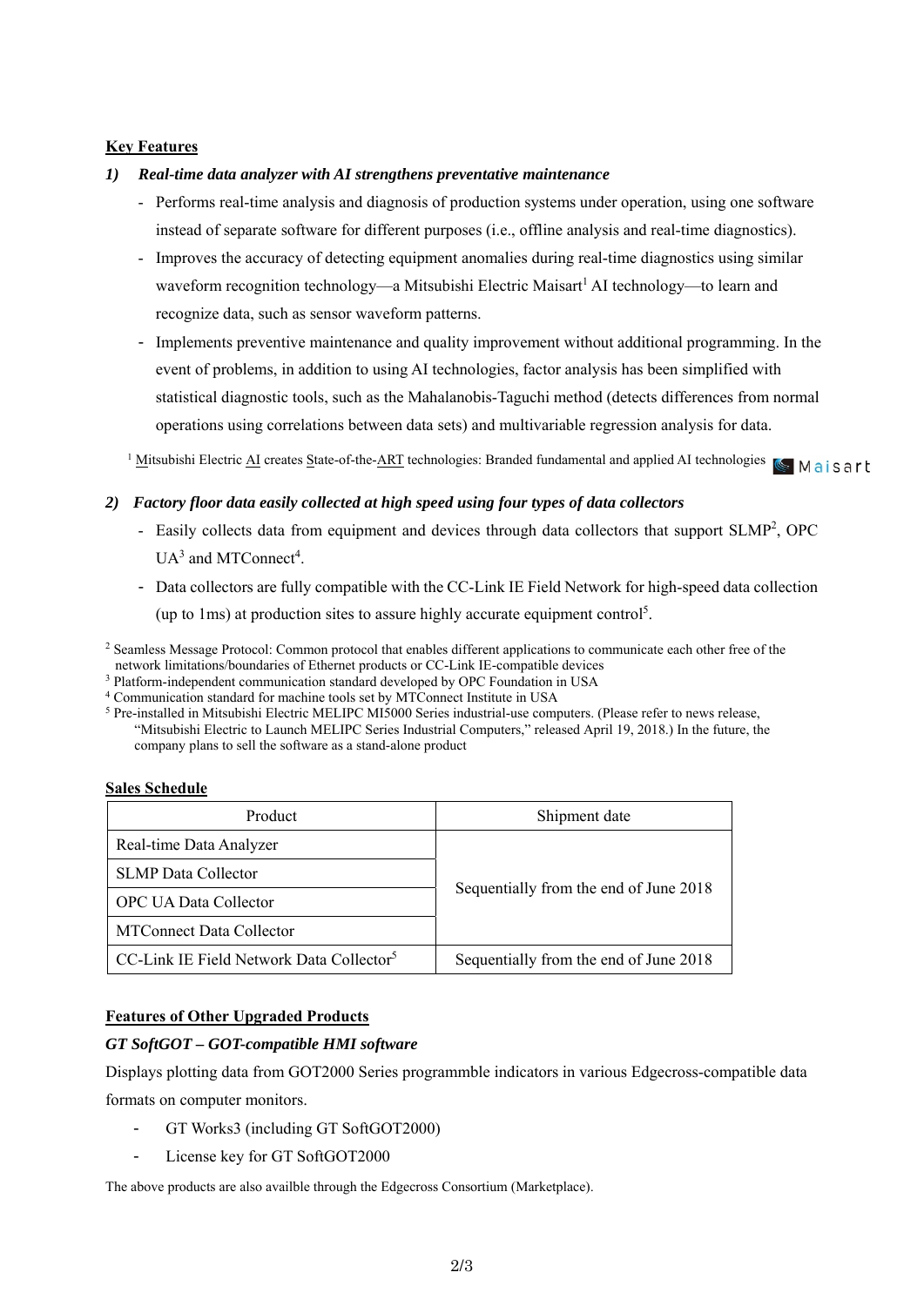**Key Features**

***1) Real-time data analyzer with AI strengthens preventative maintenance***

- Performs real-time analysis and diagnosis of production systems under operation, using one software instead of separate software for different purposes (i.e., offline analysis and real-time diagnostics).
- Improves the accuracy of detecting equipment anomalies during real-time diagnostics using similar waveform recognition technology—a Mitsubishi Electric Maisart[1] AI technology—to learn and recognize data, such as sensor waveform patterns.
- Implements preventive maintenance and quality improvement without additional programming. In the event of problems, in addition to using AI technologies, factor analysis has been simplified with statistical diagnostic tools, such as the Mahalanobis-Taguchi method (detects differences from normal operations using correlations between data sets) and multivariable regression analysis for data.

[1] Mitsubishi Electric AI creates State-of-the-ART technologies: Branded fundamental and applied AI technologies Maisart

***2) Factory floor data easily collected at high speed using four types of data collectors***

- Easily collects data from equipment and devices through data collectors that support SLMP[2], OPC UA[3] and MTConnect[4].
- Data collectors are fully compatible with the CC-Link IE Field Network for high-speed data collection (up to 1ms) at production sites to assure highly accurate equipment control[5].

[2] Seamless Message Protocol: Common protocol that enables different applications to communicate each other free of the network limitations/boundaries of Ethernet products or CC-Link IE-compatible devices

[3] Platform-independent communication standard developed by OPC Foundation in USA

[4] Communication standard for machine tools set by MTConnect Institute in USA

[5] Pre-installed in Mitsubishi Electric MELIPC MI5000 Series industrial-use computers. (Please refer to news release, "Mitsubishi Electric to Launch MELIPC Series Industrial Computers," released April 19, 2018.) In the future, the company plans to sell the software as a stand-alone product

**Sales Schedule**

| Product | Shipment date |
|---|---|
| Real-time Data Analyzer | Sequentially from the end of June 2018 |
| SLMP Data Collector | |
| OPC UA Data Collector | |
| MTConnect Data Collector | |
| CC-Link IE Field Network Data Collector[5] | Sequentially from the end of June 2018 |

**Features of Other Upgraded Products**

***GT SoftGOT – GOT-compatible HMI software***

Displays plotting data from GOT2000 Series programmble indicators in various Edgecross-compatible data formats on computer monitors.

- GT Works3 (including GT SoftGOT2000)
- License key for GT SoftGOT2000

The above products are also availble through the Edgecross Consortium (Marketplace).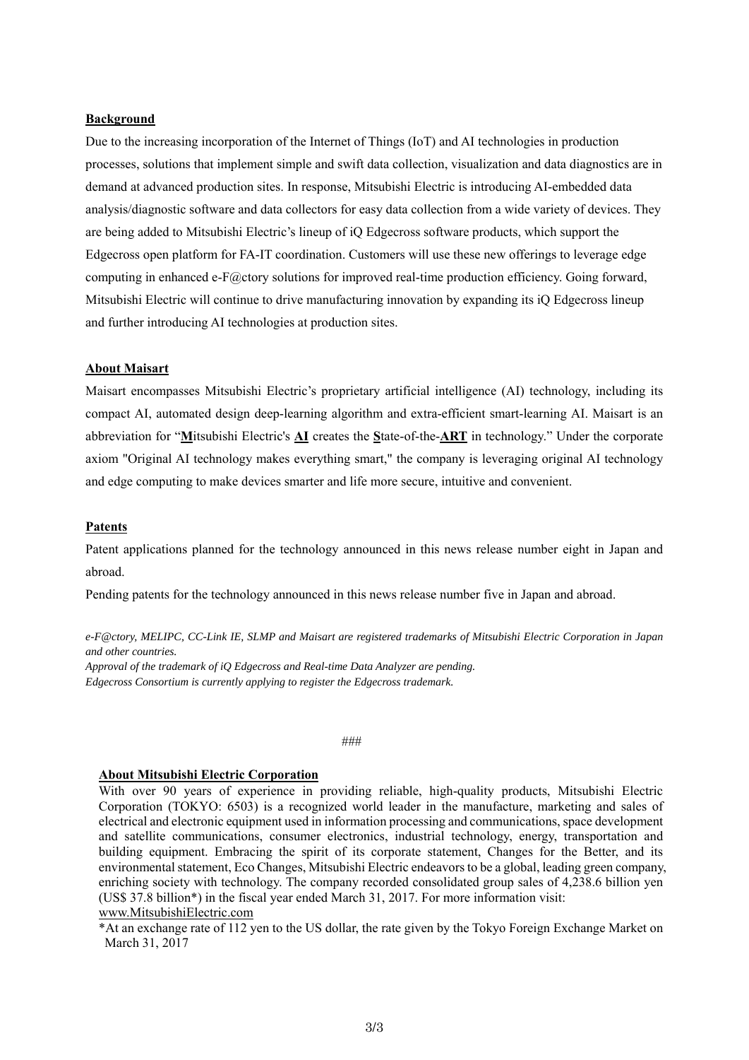## Background

Due to the increasing incorporation of the Internet of Things (IoT) and AI technologies in production processes, solutions that implement simple and swift data collection, visualization and data diagnostics are in demand at advanced production sites. In response, Mitsubishi Electric is introducing AI-embedded data analysis/diagnostic software and data collectors for easy data collection from a wide variety of devices. They are being added to Mitsubishi Electric's lineup of iQ Edgecross software products, which support the Edgecross open platform for FA-IT coordination. Customers will use these new offerings to leverage edge computing in enhanced e-F@ctory solutions for improved real-time production efficiency. Going forward, Mitsubishi Electric will continue to drive manufacturing innovation by expanding its iQ Edgecross lineup and further introducing AI technologies at production sites.

## About Maisart

Maisart encompasses Mitsubishi Electric's proprietary artificial intelligence (AI) technology, including its compact AI, automated design deep-learning algorithm and extra-efficient smart-learning AI. Maisart is an abbreviation for "**M**itsubishi Electric's **AI** creates the **S**tate-of-the-**ART** in technology." Under the corporate axiom "Original AI technology makes everything smart," the company is leveraging original AI technology and edge computing to make devices smarter and life more secure, intuitive and convenient.

## Patents

Patent applications planned for the technology announced in this news release number eight in Japan and abroad.

Pending patents for the technology announced in this news release number five in Japan and abroad.

*e-F@ctory, MELIPC, CC-Link IE, SLMP and Maisart are registered trademarks of Mitsubishi Electric Corporation in Japan and other countries.*
*Approval of the trademark of iQ Edgecross and Real-time Data Analyzer are pending.*
*Edgecross Consortium is currently applying to register the Edgecross trademark.*

###

## About Mitsubishi Electric Corporation

With over 90 years of experience in providing reliable, high-quality products, Mitsubishi Electric Corporation (TOKYO: 6503) is a recognized world leader in the manufacture, marketing and sales of electrical and electronic equipment used in information processing and communications, space development and satellite communications, consumer electronics, industrial technology, energy, transportation and building equipment. Embracing the spirit of its corporate statement, Changes for the Better, and its environmental statement, Eco Changes, Mitsubishi Electric endeavors to be a global, leading green company, enriching society with technology. The company recorded consolidated group sales of 4,238.6 billion yen (US$ 37.8 billion*) in the fiscal year ended March 31, 2017. For more information visit: www.MitsubishiElectric.com

*At an exchange rate of 112 yen to the US dollar, the rate given by the Tokyo Foreign Exchange Market on March 31, 2017